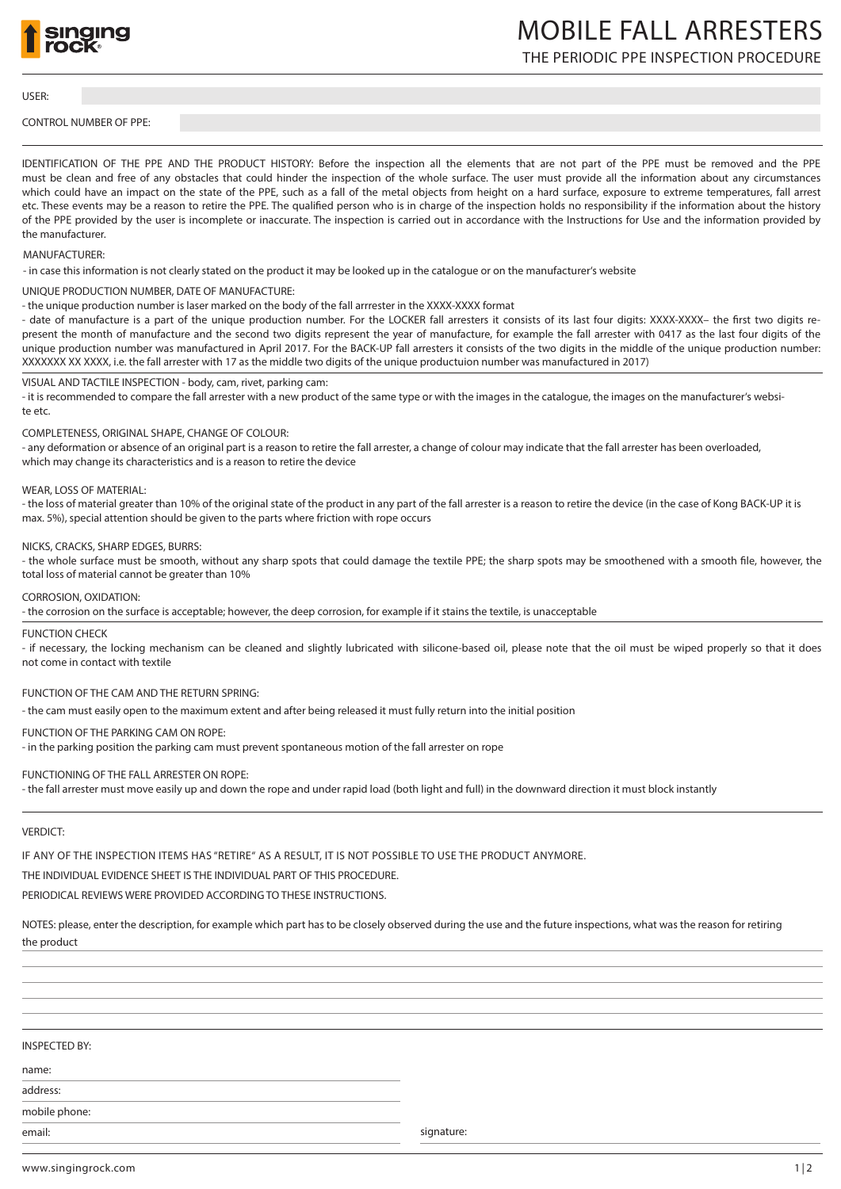# MOBILE FALL ARRESTERS

## THE PERIODIC PPE INSPECTION PROCEDURE

USER:

CONTROL NUMBER OF PPE:

IDENTIFICATION OF THE PPE AND THE PRODUCT HISTORY: Before the inspection all the elements that are not part of the PPE must be removed and the PPE must be clean and free of any obstacles that could hinder the inspection of the whole surface. The user must provide all the information about any circumstances which could have an impact on the state of the PPE, such as a fall of the metal objects from height on a hard surface, exposure to extreme temperatures, fall arrest etc. These events may be a reason to retire the PPE. The qualified person who is in charge of the inspection holds no responsibility if the information about the history of the PPE provided by the user is incomplete or inaccurate. The inspection is carried out in accordance with the Instructions for Use and the information provided by the manufacturer.

MANUFACTURER:

- in case this information is not clearly stated on the product it may be looked up in the catalogue or on the manufacturer's website

UNIQUE PRODUCTION NUMBER, DATE OF MANUFACTURE:

- the unique production number is laser marked on the body of the fall arrrester in the XXXX-XXXX format
- date of manufacture is a part of the unique production number. For the LOCKER fall arresters it consists of its last four digits: XXXX-XXXX– the first two digits represent the month of manufacture and the second two digits represent the year of manufacture, for example the fall arrester with 0417 as the last four digits of the unique production number was manufactured in April 2017. For the BACK-UP fall arresters it consists of the two digits in the middle of the unique production number: XXXXXXX XX XXXX, i.e. the fall arrester with 17 as the middle two digits of the unique productuion number was manufactured in 2017)

VISUAL AND TACTILE INSPECTION - body, cam, rivet, parking cam:

- it is recommended to compare the fall arrester with a new product of the same type or with the images in the catalogue, the images on the manufacturer's website etc.

COMPLETENESS, ORIGINAL SHAPE, CHANGE OF COLOUR:

- any deformation or absence of an original part is a reason to retire the fall arrester, a change of colour may indicate that the fall arrester has been overloaded, which may change its characteristics and is a reason to retire the device

WEAR, LOSS OF MATERIAL:

- the loss of material greater than 10% of the original state of the product in any part of the fall arrester is a reason to retire the device (in the case of Kong BACK-UP it is max. 5%), special attention should be given to the parts where friction with rope occurs

NICKS, CRACKS, SHARP EDGES, BURRS:

- the whole surface must be smooth, without any sharp spots that could damage the textile PPE; the sharp spots may be smoothened with a smooth file, however, the total loss of material cannot be greater than 10%

CORROSION, OXIDATION:

- the corrosion on the surface is acceptable; however, the deep corrosion, for example if it stains the textile, is unacceptable

FUNCTION CHECK

- if necessary, the locking mechanism can be cleaned and slightly lubricated with silicone-based oil, please note that the oil must be wiped properly so that it does not come in contact with textile

FUNCTION OF THE CAM AND THE RETURN SPRING:

- the cam must easily open to the maximum extent and after being released it must fully return into the initial position

FUNCTION OF THE PARKING CAM ON ROPE:

- in the parking position the parking cam must prevent spontaneous motion of the fall arrester on rope

FUNCTIONING OF THE FALL ARRESTER ON ROPE:

- the fall arrester must move easily up and down the rope and under rapid load (both light and full) in the downward direction it must block instantly

VERDICT:

IF ANY OF THE INSPECTION ITEMS HAS "RETIRE" AS A RESULT, IT IS NOT POSSIBLE TO USE THE PRODUCT ANYMORE.

THE INDIVIDUAL EVIDENCE SHEET IS THE INDIVIDUAL PART OF THIS PROCEDURE.

PERIODICAL REVIEWS WERE PROVIDED ACCORDING TO THESE INSTRUCTIONS.

NOTES: please, enter the description, for example which part has to be closely observed during the use and the future inspections, what was the reason for retiring the product

INSPECTED BY:

name:

address:

mobile phone:

email:

signature:

www.singingrock.com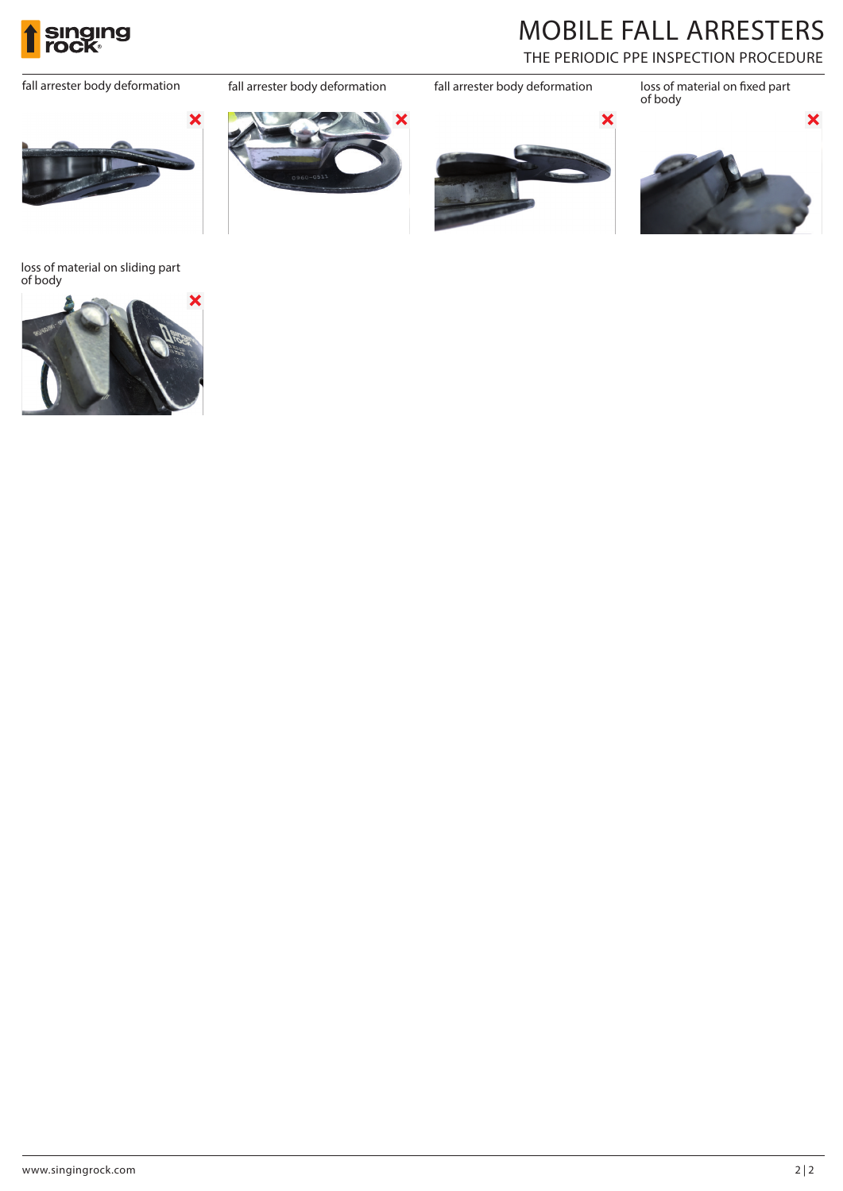fall arrester body deformation

fall arrester body deformation

fall arrester body deformation

loss of material on fixed part of body

loss of material on sliding part of body